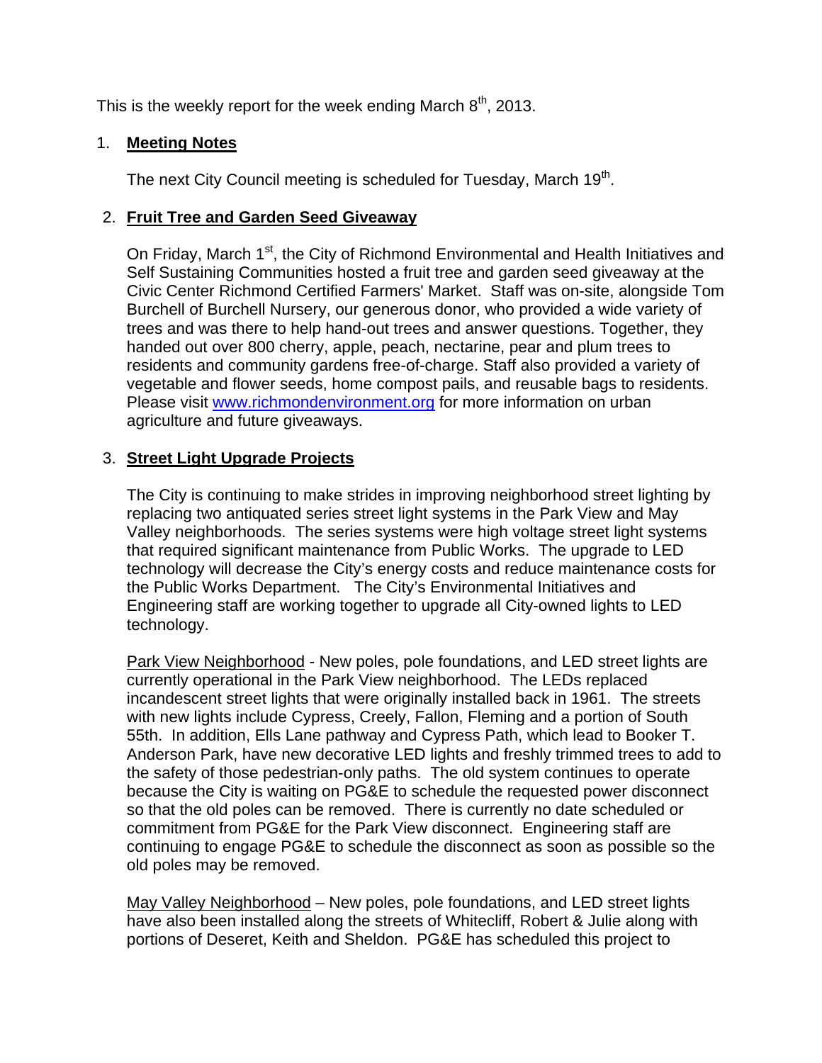This is the weekly report for the week ending March 8th, 2013.

1. **Meeting Notes**

   The next City Council meeting is scheduled for Tuesday, March 19th.

2. **Fruit Tree and Garden Seed Giveaway**

   On Friday, March 1st, the City of Richmond Environmental and Health Initiatives and Self Sustaining Communities hosted a fruit tree and garden seed giveaway at the Civic Center Richmond Certified Farmers' Market. Staff was on-site, alongside Tom Burchell of Burchell Nursery, our generous donor, who provided a wide variety of trees and was there to help hand-out trees and answer questions. Together, they handed out over 800 cherry, apple, peach, nectarine, pear and plum trees to residents and community gardens free-of-charge. Staff also provided a variety of vegetable and flower seeds, home compost pails, and reusable bags to residents. Please visit www.richmondenvironment.org for more information on urban agriculture and future giveaways.

3. **Street Light Upgrade Projects**

   The City is continuing to make strides in improving neighborhood street lighting by replacing two antiquated series street light systems in the Park View and May Valley neighborhoods. The series systems were high voltage street light systems that required significant maintenance from Public Works. The upgrade to LED technology will decrease the City's energy costs and reduce maintenance costs for the Public Works Department. The City's Environmental Initiatives and Engineering staff are working together to upgrade all City-owned lights to LED technology.

   Park View Neighborhood - New poles, pole foundations, and LED street lights are currently operational in the Park View neighborhood. The LEDs replaced incandescent street lights that were originally installed back in 1961. The streets with new lights include Cypress, Creely, Fallon, Fleming and a portion of South 55th. In addition, Ells Lane pathway and Cypress Path, which lead to Booker T. Anderson Park, have new decorative LED lights and freshly trimmed trees to add to the safety of those pedestrian-only paths. The old system continues to operate because the City is waiting on PG&E to schedule the requested power disconnect so that the old poles can be removed. There is currently no date scheduled or commitment from PG&E for the Park View disconnect. Engineering staff are continuing to engage PG&E to schedule the disconnect as soon as possible so the old poles may be removed.

   May Valley Neighborhood – New poles, pole foundations, and LED street lights have also been installed along the streets of Whitecliff, Robert & Julie along with portions of Deseret, Keith and Sheldon. PG&E has scheduled this project to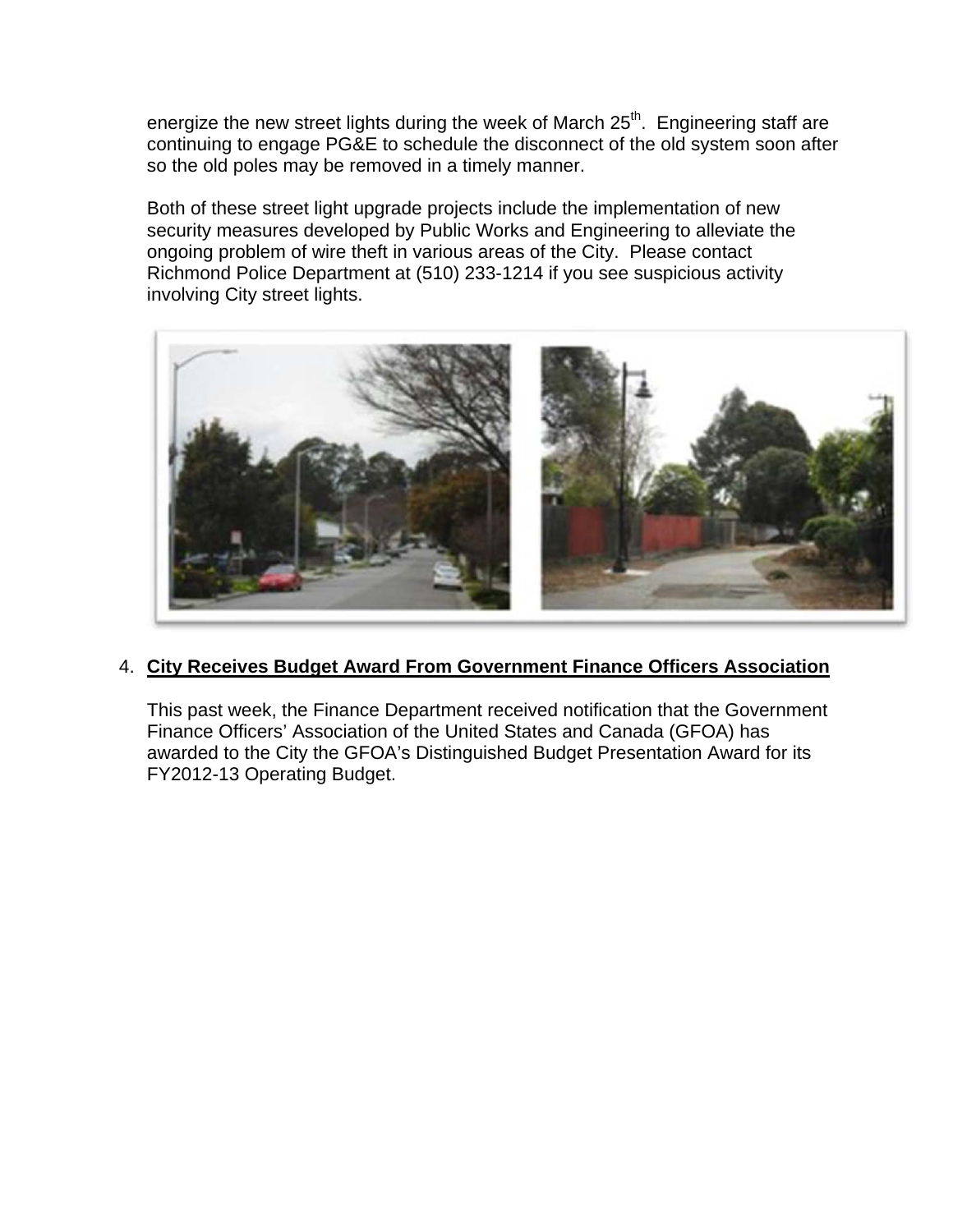energize the new street lights during the week of March 25th.  Engineering staff are continuing to engage PG&E to schedule the disconnect of the old system soon after so the old poles may be removed in a timely manner.

Both of these street light upgrade projects include the implementation of new security measures developed by Public Works and Engineering to alleviate the ongoing problem of wire theft in various areas of the City.  Please contact Richmond Police Department at (510) 233-1214 if you see suspicious activity involving City street lights.

4. **City Receives Budget Award From Government Finance Officers Association**

   This past week, the Finance Department received notification that the Government Finance Officers' Association of the United States and Canada (GFOA) has awarded to the City the GFOA's Distinguished Budget Presentation Award for its FY2012-13 Operating Budget.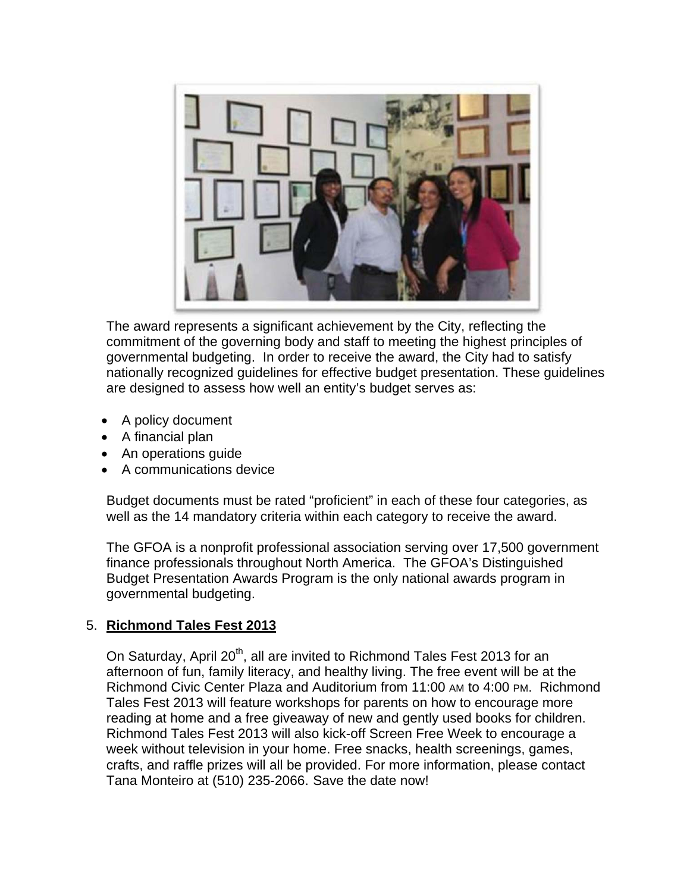The award represents a significant achievement by the City, reflecting the commitment of the governing body and staff to meeting the highest principles of governmental budgeting. In order to receive the award, the City had to satisfy nationally recognized guidelines for effective budget presentation. These guidelines are designed to assess how well an entity's budget serves as:

- A policy document
- A financial plan
- An operations guide
- A communications device

Budget documents must be rated "proficient" in each of these four categories, as well as the 14 mandatory criteria within each category to receive the award.

The GFOA is a nonprofit professional association serving over 17,500 government finance professionals throughout North America. The GFOA's Distinguished Budget Presentation Awards Program is the only national awards program in governmental budgeting.

5. **Richmond Tales Fest 2013**

On Saturday, April 20th, all are invited to Richmond Tales Fest 2013 for an afternoon of fun, family literacy, and healthy living. The free event will be at the Richmond Civic Center Plaza and Auditorium from 11:00 AM to 4:00 PM. Richmond Tales Fest 2013 will feature workshops for parents on how to encourage more reading at home and a free giveaway of new and gently used books for children. Richmond Tales Fest 2013 will also kick-off Screen Free Week to encourage a week without television in your home. Free snacks, health screenings, games, crafts, and raffle prizes will all be provided. For more information, please contact Tana Monteiro at (510) 235-2066. Save the date now!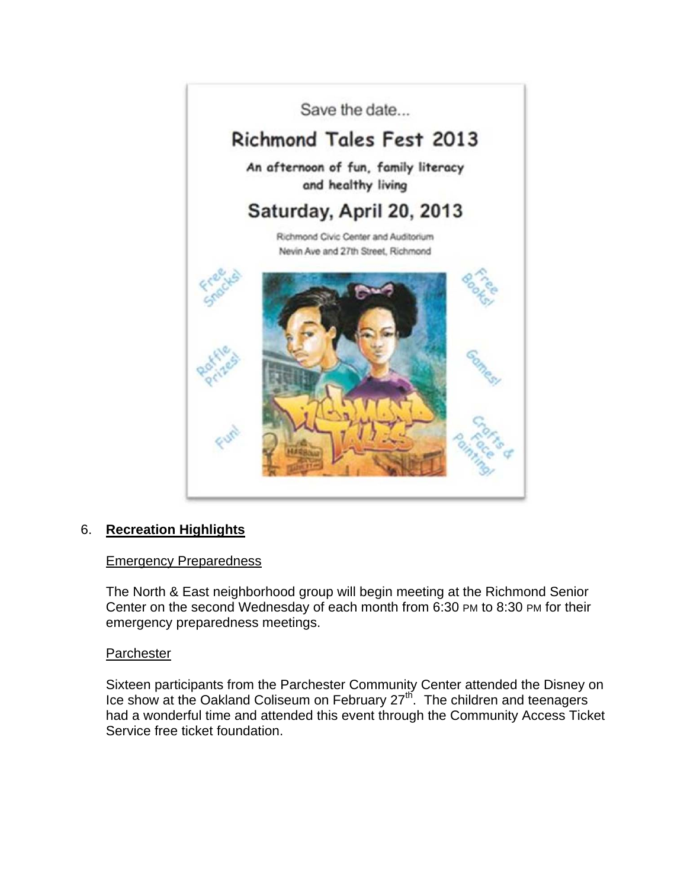Save the date...

Richmond Tales Fest 2013

An afternoon of fun, family literacy and healthy living

Saturday, April 20, 2013

Richmond Civic Center and Auditorium
Nevin Ave and 27th Street, Richmond

Free Snacks! Free Books! Raffle Prizes! Games! Fun! Crafts & Face Painting!

## 6. **Recreation Highlights**

Emergency Preparedness

The North & East neighborhood group will begin meeting at the Richmond Senior Center on the second Wednesday of each month from 6:30 PM to 8:30 PM for their emergency preparedness meetings.

Parchester

Sixteen participants from the Parchester Community Center attended the Disney on Ice show at the Oakland Coliseum on February 27th. The children and teenagers had a wonderful time and attended this event through the Community Access Ticket Service free ticket foundation.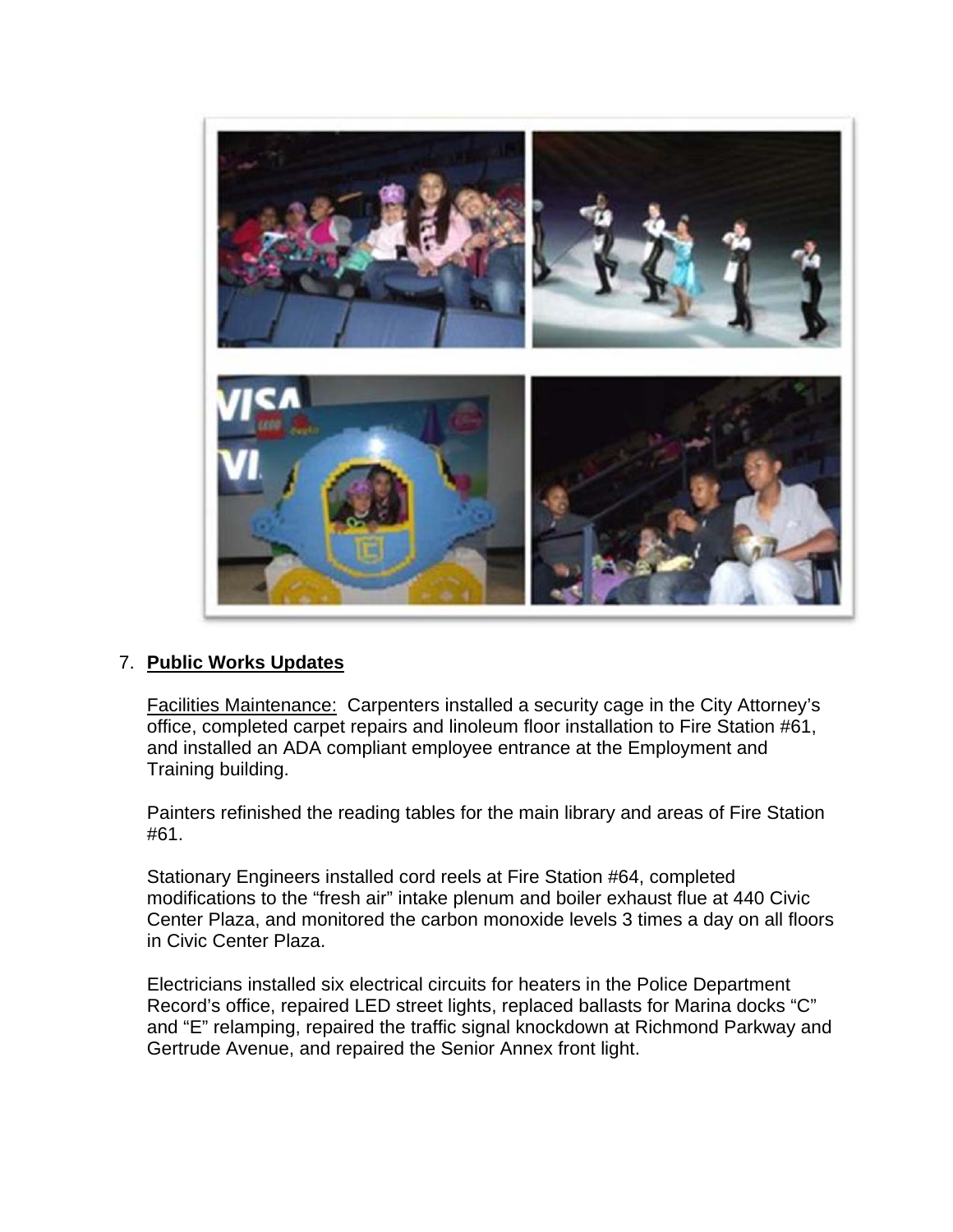7. **Public Works Updates**

   Facilities Maintenance: Carpenters installed a security cage in the City Attorney's office, completed carpet repairs and linoleum floor installation to Fire Station #61, and installed an ADA compliant employee entrance at the Employment and Training building.

   Painters refinished the reading tables for the main library and areas of Fire Station #61.

   Stationary Engineers installed cord reels at Fire Station #64, completed modifications to the "fresh air" intake plenum and boiler exhaust flue at 440 Civic Center Plaza, and monitored the carbon monoxide levels 3 times a day on all floors in Civic Center Plaza.

   Electricians installed six electrical circuits for heaters in the Police Department Record's office, repaired LED street lights, replaced ballasts for Marina docks "C" and "E" relamping, repaired the traffic signal knockdown at Richmond Parkway and Gertrude Avenue, and repaired the Senior Annex front light.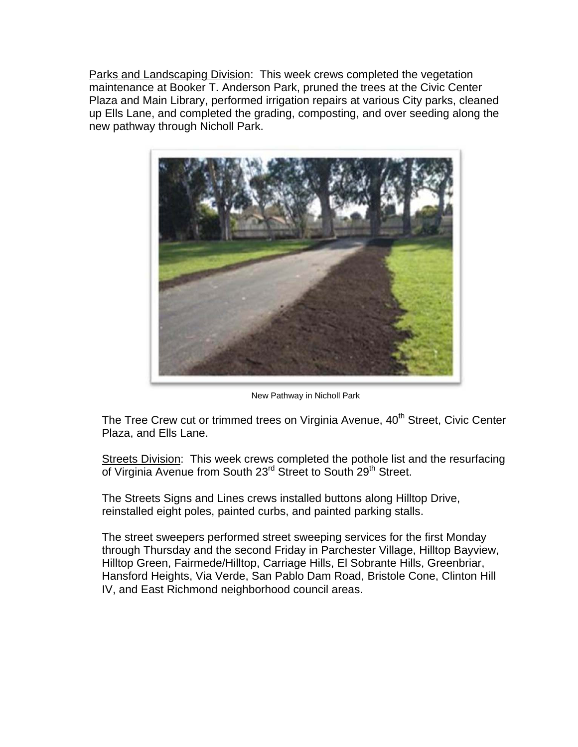Parks and Landscaping Division: This week crews completed the vegetation maintenance at Booker T. Anderson Park, pruned the trees at the Civic Center Plaza and Main Library, performed irrigation repairs at various City parks, cleaned up Ells Lane, and completed the grading, composting, and over seeding along the new pathway through Nicholl Park.

New Pathway in Nicholl Park

The Tree Crew cut or trimmed trees on Virginia Avenue, 40th Street, Civic Center Plaza, and Ells Lane.

Streets Division: This week crews completed the pothole list and the resurfacing of Virginia Avenue from South 23rd Street to South 29th Street.

The Streets Signs and Lines crews installed buttons along Hilltop Drive, reinstalled eight poles, painted curbs, and painted parking stalls.

The street sweepers performed street sweeping services for the first Monday through Thursday and the second Friday in Parchester Village, Hilltop Bayview, Hilltop Green, Fairmede/Hilltop, Carriage Hills, El Sobrante Hills, Greenbriar, Hansford Heights, Via Verde, San Pablo Dam Road, Bristole Cone, Clinton Hill IV, and East Richmond neighborhood council areas.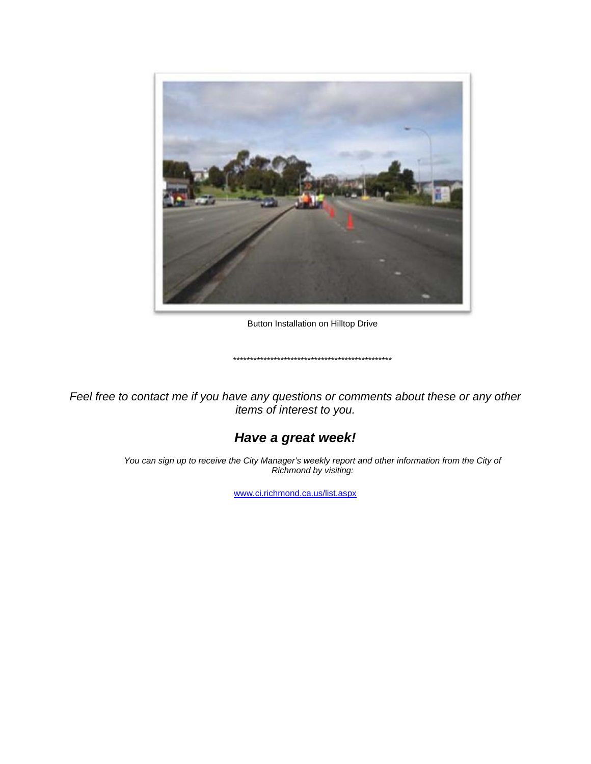Button Installation on Hilltop Drive

************************************************

*Feel free to contact me if you have any questions or comments about these or any other items of interest to you.*

***Have a great week!***

*You can sign up to receive the City Manager's weekly report and other information from the City of Richmond by visiting:*

[www.ci.richmond.ca.us/list.aspx](http://www.ci.richmond.ca.us/list.aspx)